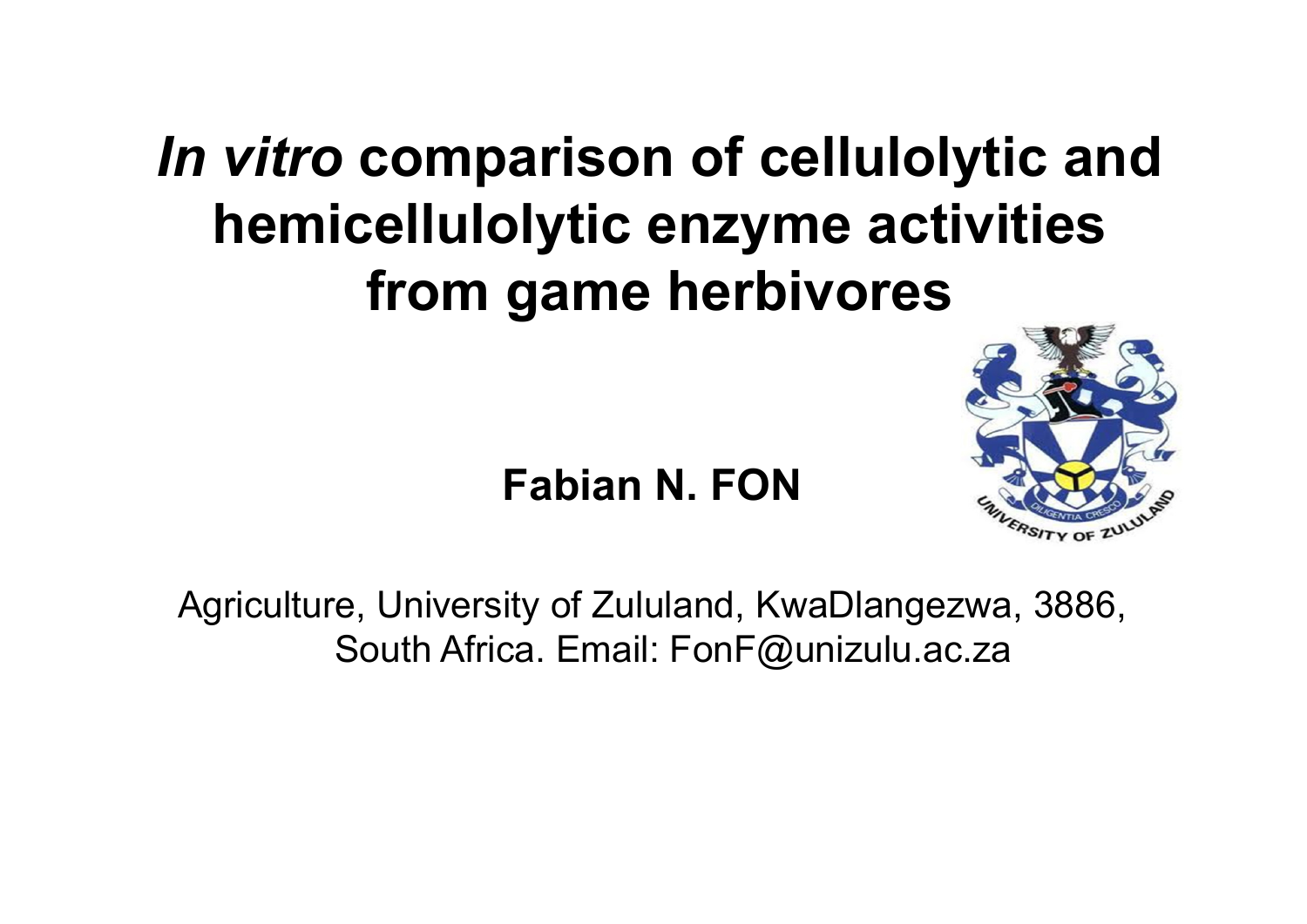# *In vitro* comparison of cellulolytic and hemicellulolytic enzyme activities from game herbivores

**Fabian N. FON**

Agriculture, University of Zululand, KwaDlangezwa, 3886, South Africa. Email: FonF@unizulu.ac.za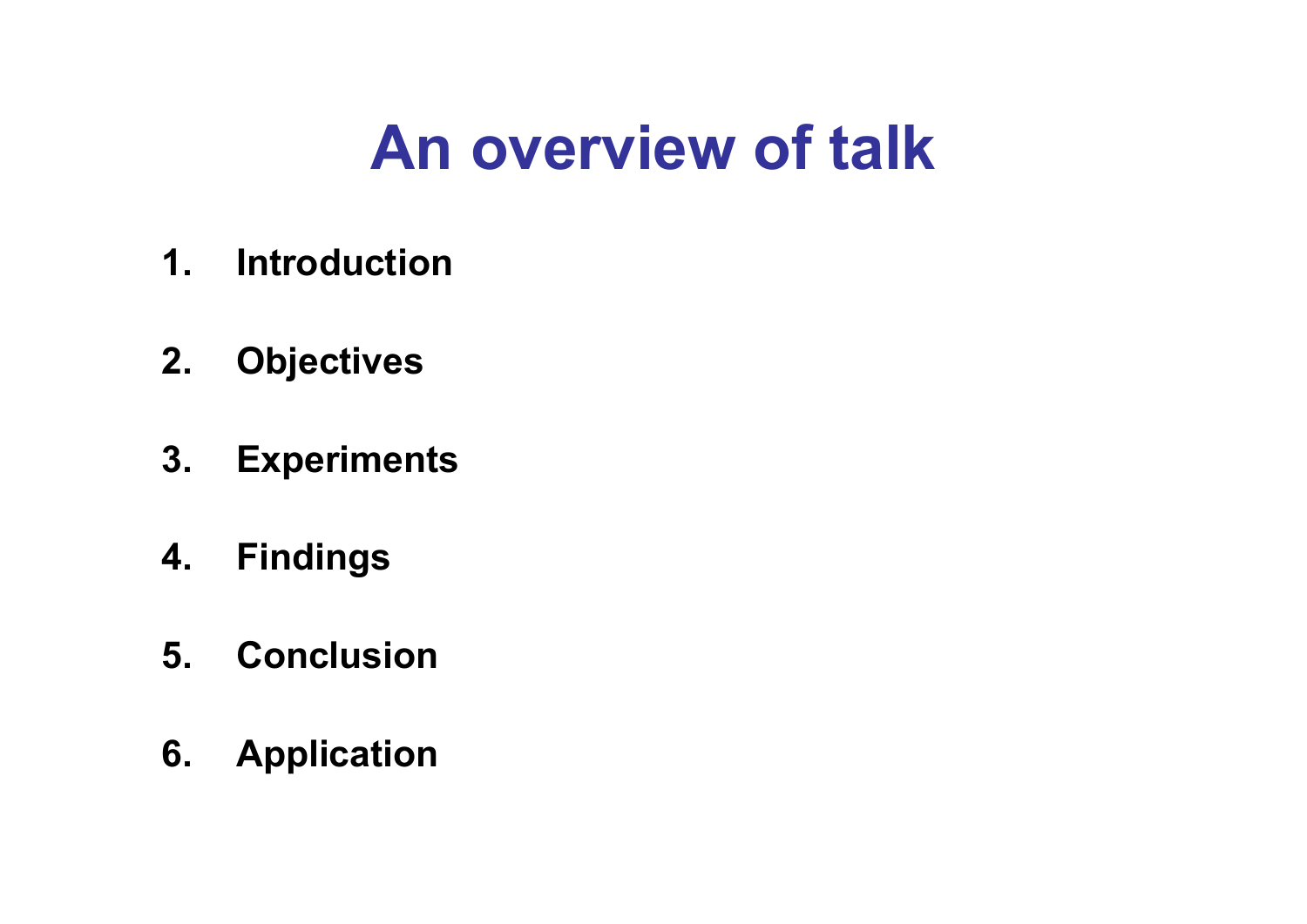# An overview of talk

1. **Introduction**
2. **Objectives**
3. **Experiments**
4. **Findings**
5. **Conclusion**
6. **Application**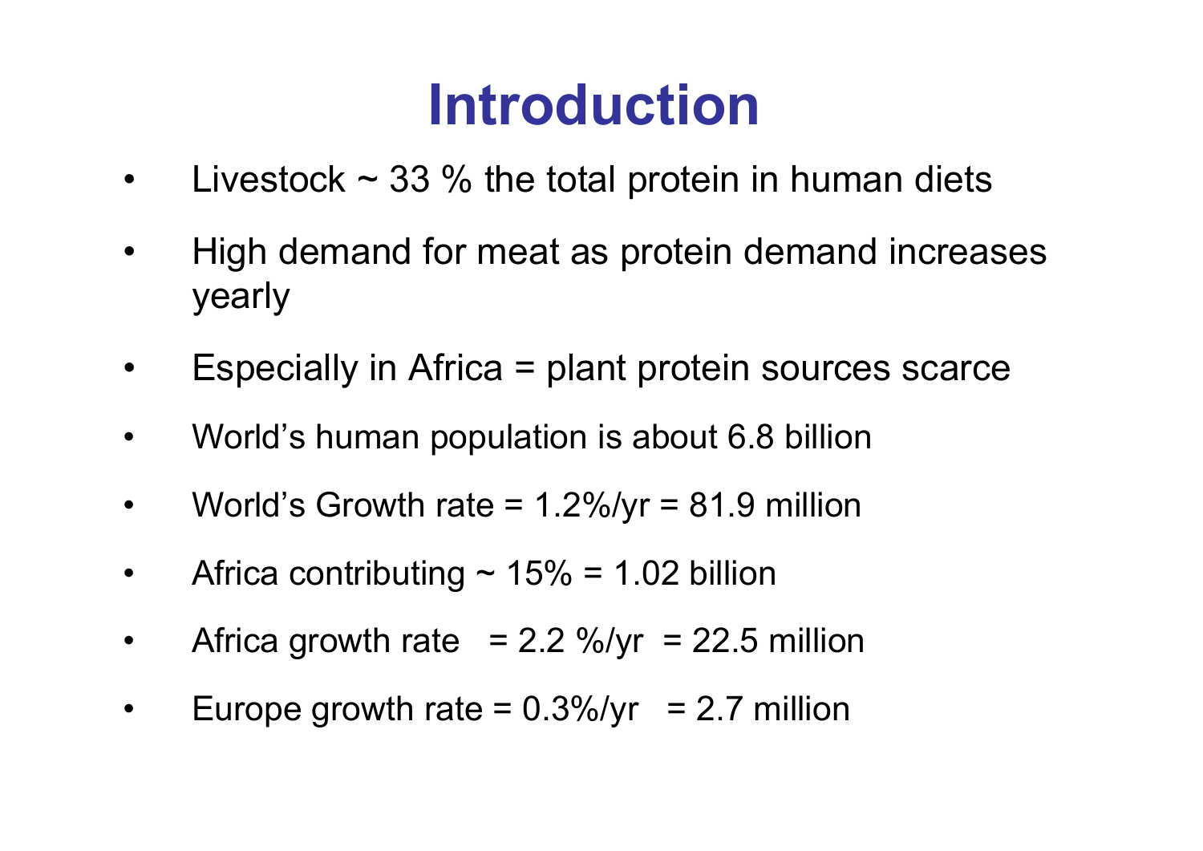# Introduction

- Livestock ~ 33 % the total protein in human diets
- High demand for meat as protein demand increases yearly
- Especially in Africa = plant protein sources scarce
- World's human population is about 6.8 billion
- World's Growth rate = 1.2%/yr = 81.9 million
- Africa contributing ~ 15% = 1.02 billion
- Africa growth rate = 2.2 %/yr = 22.5 million
- Europe growth rate = 0.3%/yr = 2.7 million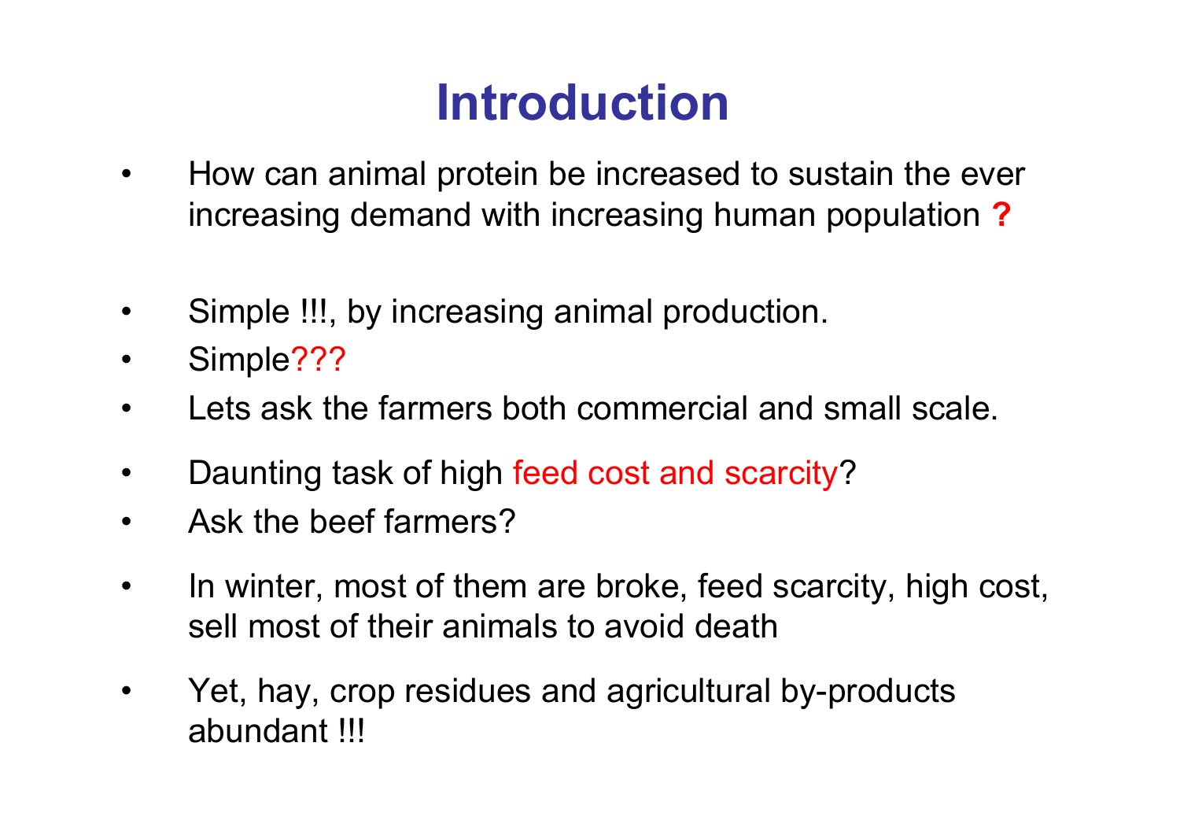# Introduction

- How can animal protein be increased to sustain the ever increasing demand with increasing human population **?**
- Simple !!!, by increasing animal production.
- Simple???
- Lets ask the farmers both commercial and small scale.
- Daunting task of high feed cost and scarcity?
- Ask the beef farmers?
- In winter, most of them are broke, feed scarcity, high cost, sell most of their animals to avoid death
- Yet, hay, crop residues and agricultural by-products abundant !!!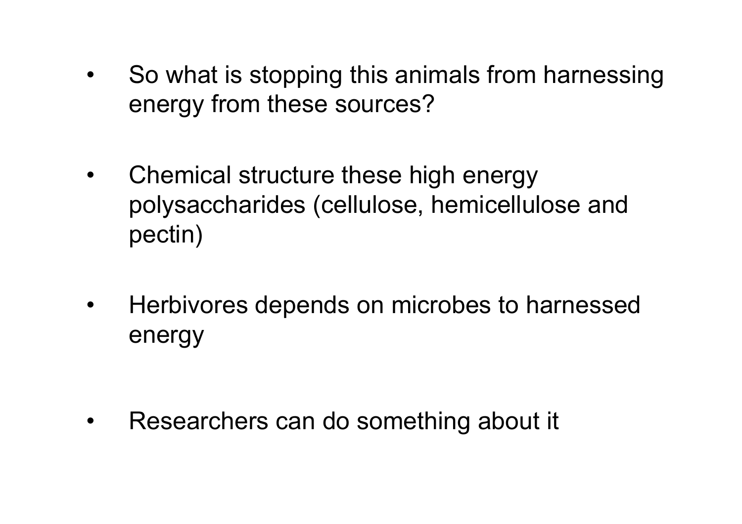- So what is stopping this animals from harnessing energy from these sources?

- Chemical structure these high energy polysaccharides (cellulose, hemicellulose and pectin)

- Herbivores depends on microbes to harnessed energy

- Researchers can do something about it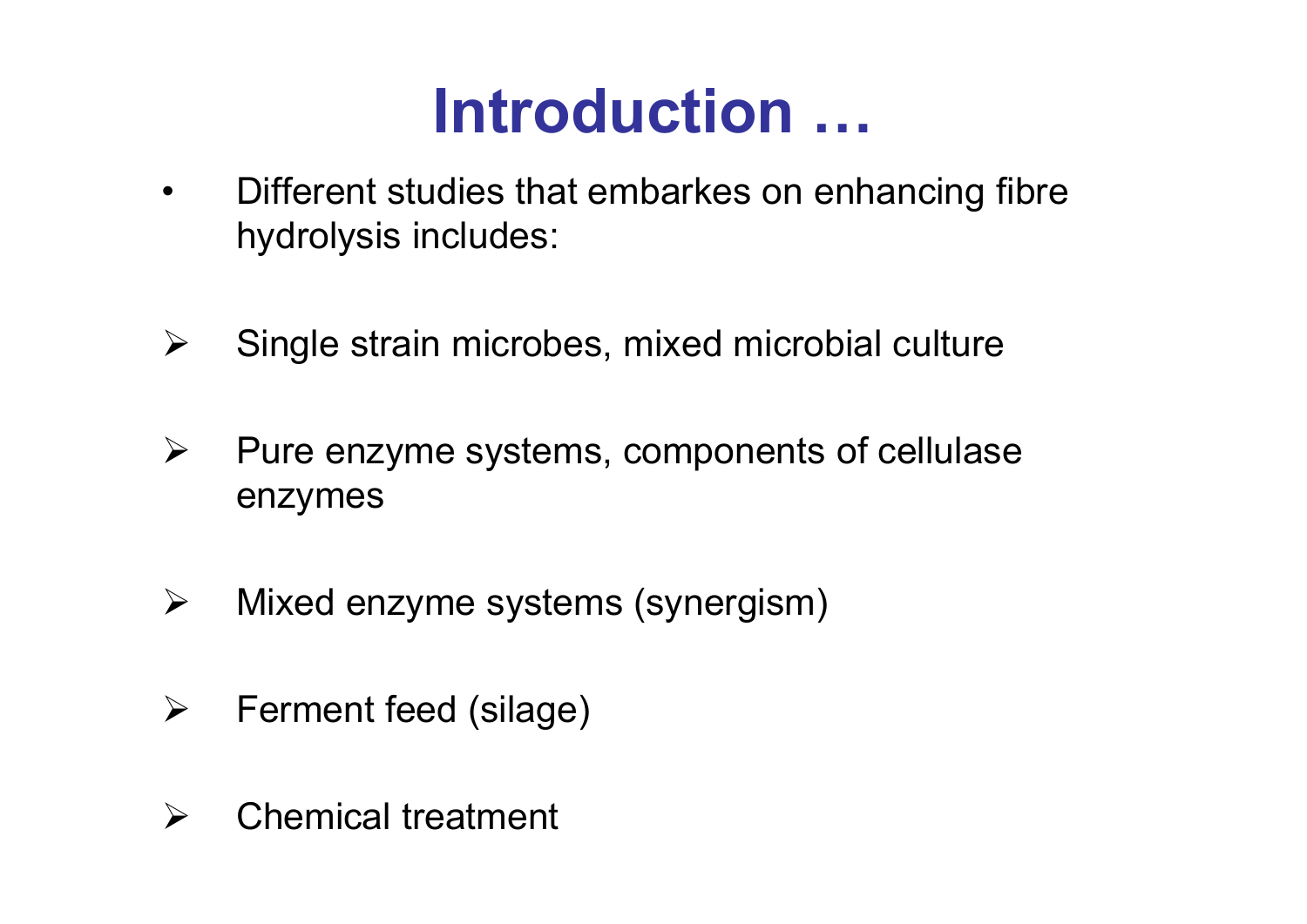# Introduction …

- Different studies that embarkes on enhancing fibre hydrolysis includes:

- Single strain microbes, mixed microbial culture

- Pure enzyme systems, components of cellulase enzymes

- Mixed enzyme systems (synergism)

- Ferment feed (silage)

- Chemical treatment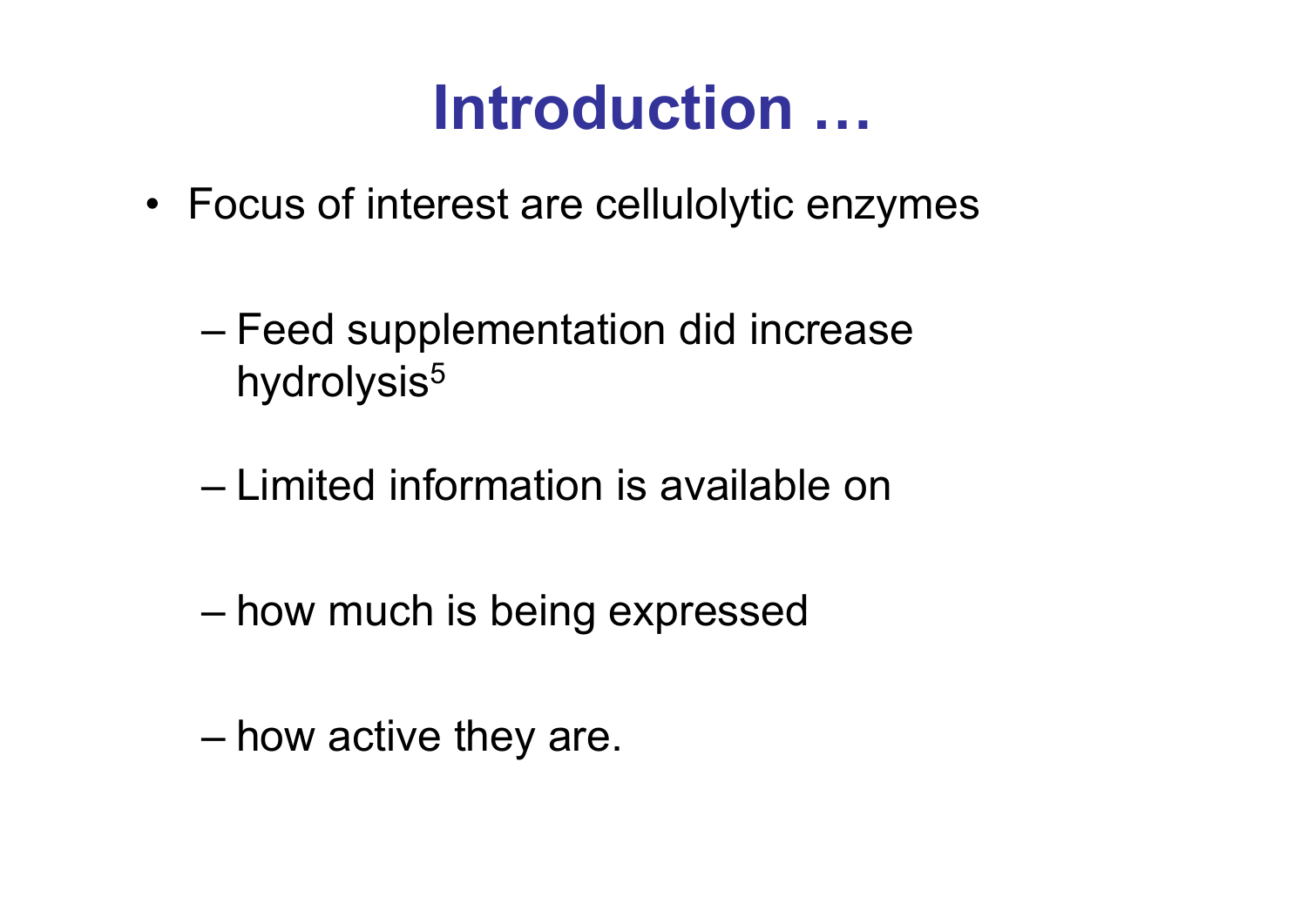# Introduction …

- Focus of interest are cellulolytic enzymes
  - Feed supplementation did increase hydrolysis[5]
  - Limited information is available on
  - how much is being expressed
  - how active they are.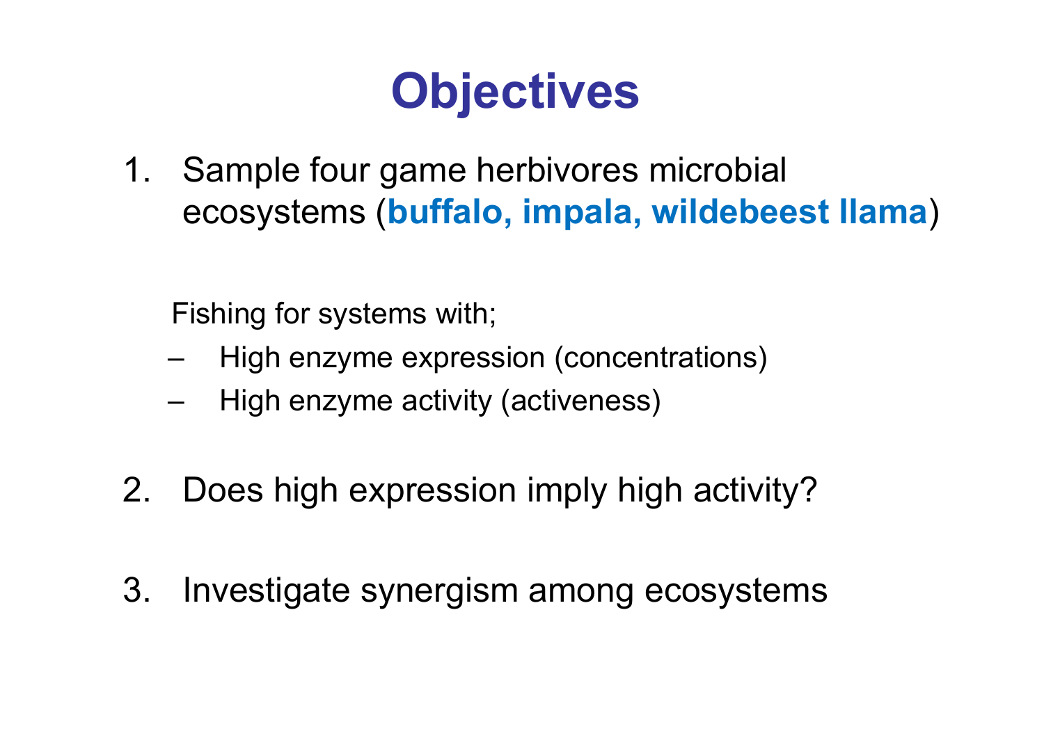# Objectives

1. Sample four game herbivores microbial ecosystems (**buffalo, impala, wildebeest llama**)

   Fishing for systems with;

   - High enzyme expression (concentrations)
   - High enzyme activity (activeness)

2. Does high expression imply high activity?

3. Investigate synergism among ecosystems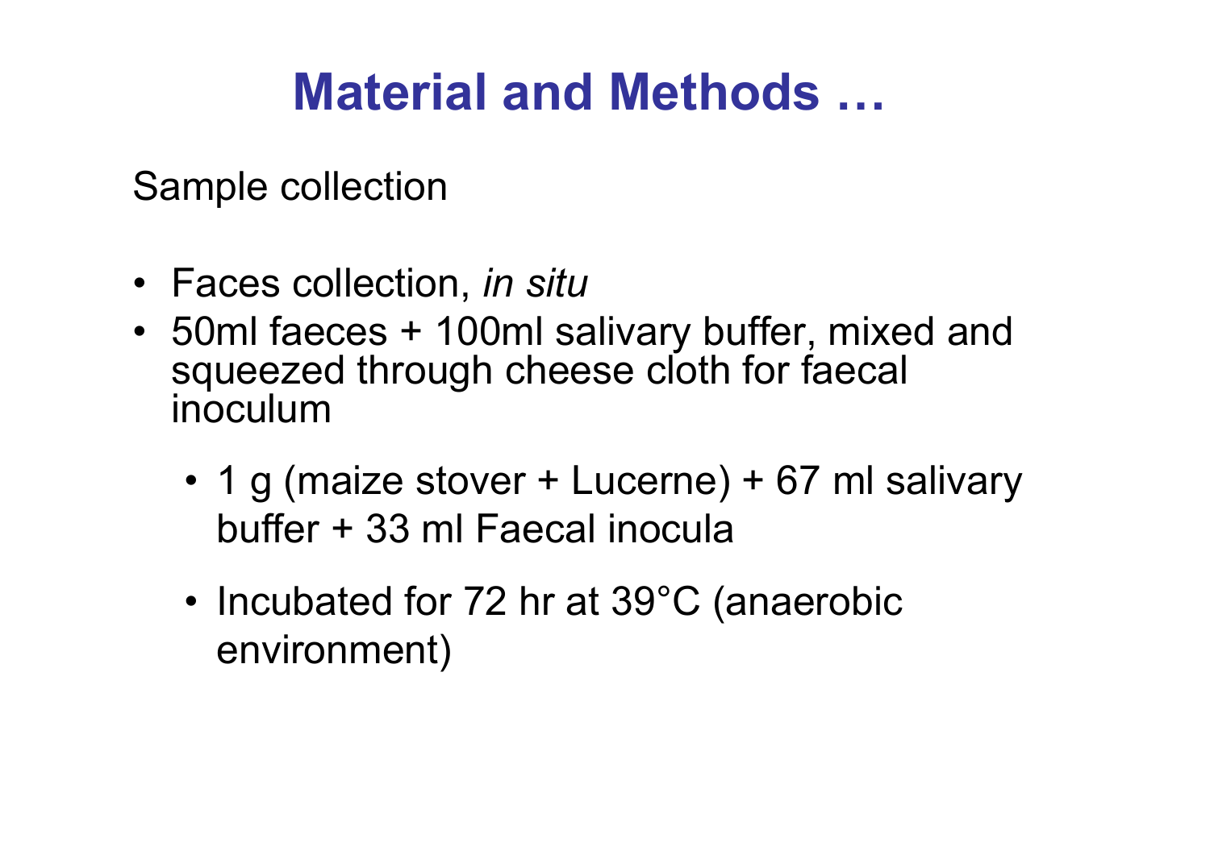# Material and Methods …

Sample collection

- Faces collection, *in situ*
- 50ml faeces + 100ml salivary buffer, mixed and squeezed through cheese cloth for faecal inoculum
  - 1 g (maize stover + Lucerne) + 67 ml salivary buffer + 33 ml Faecal inocula
  - Incubated for 72 hr at 39°C (anaerobic environment)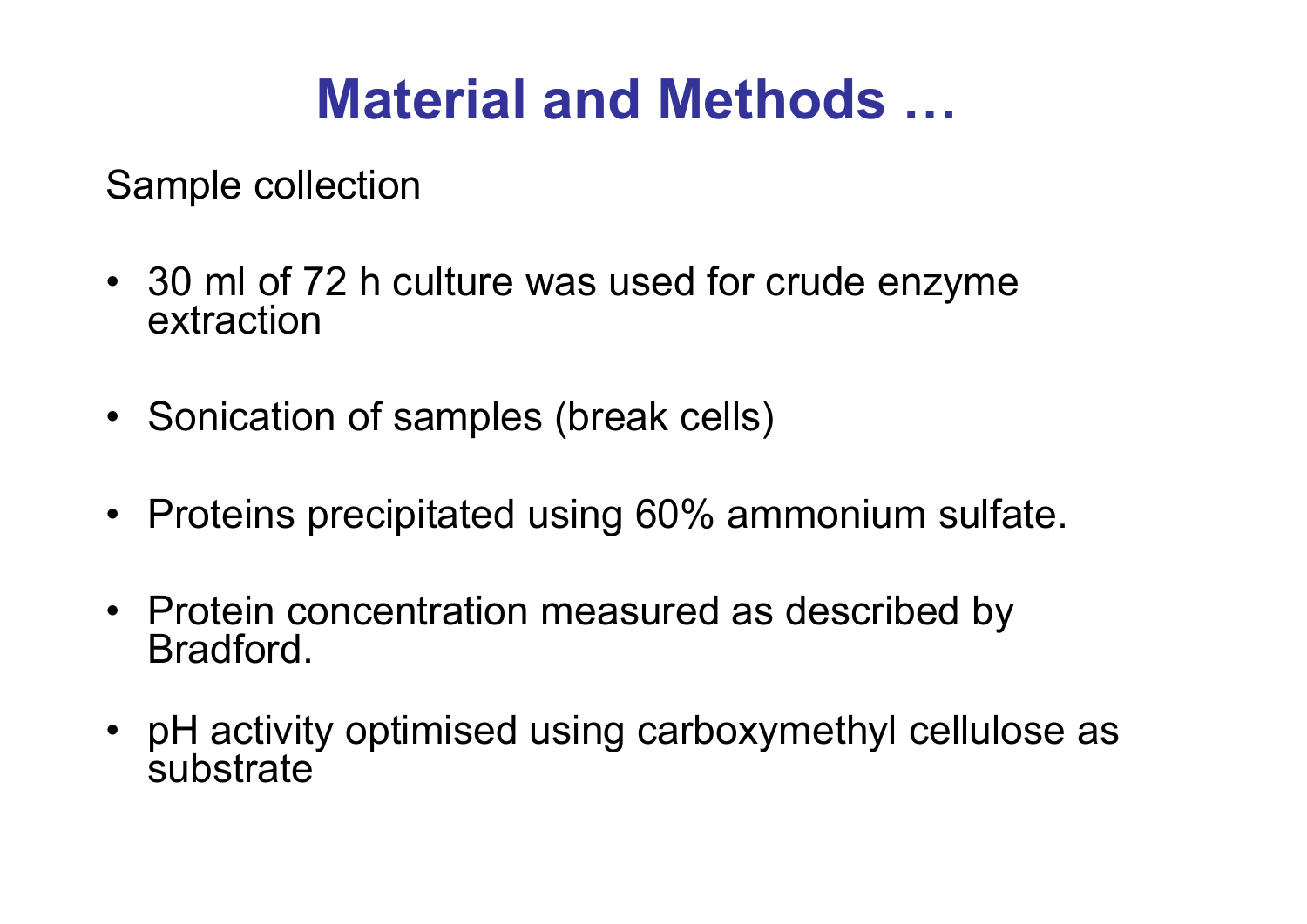# Material and Methods …

Sample collection

- 30 ml of 72 h culture was used for crude enzyme extraction
- Sonication of samples (break cells)
- Proteins precipitated using 60% ammonium sulfate.
- Protein concentration measured as described by Bradford.
- pH activity optimised using carboxymethyl cellulose as substrate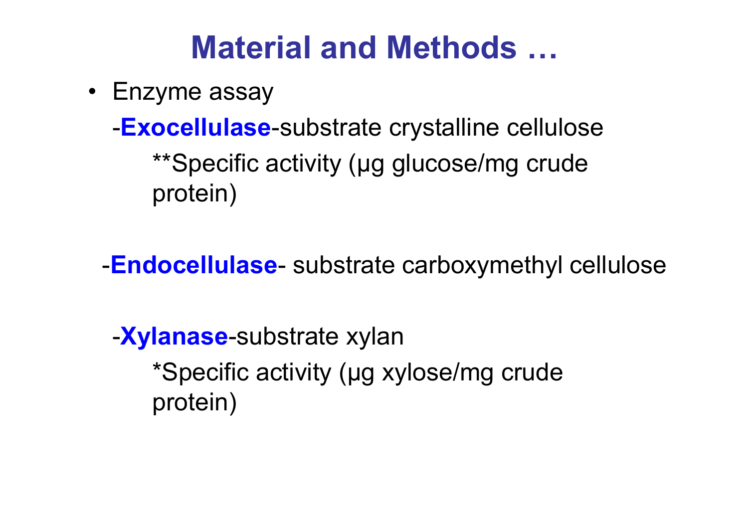# Material and Methods …

- Enzyme assay

  -**Exocellulase**-substrate crystalline cellulose

    **Specific activity (µg glucose/mg crude protein)

  -**Endocellulase**- substrate carboxymethyl cellulose

  -**Xylanase**-substrate xylan

    *Specific activity (µg xylose/mg crude protein)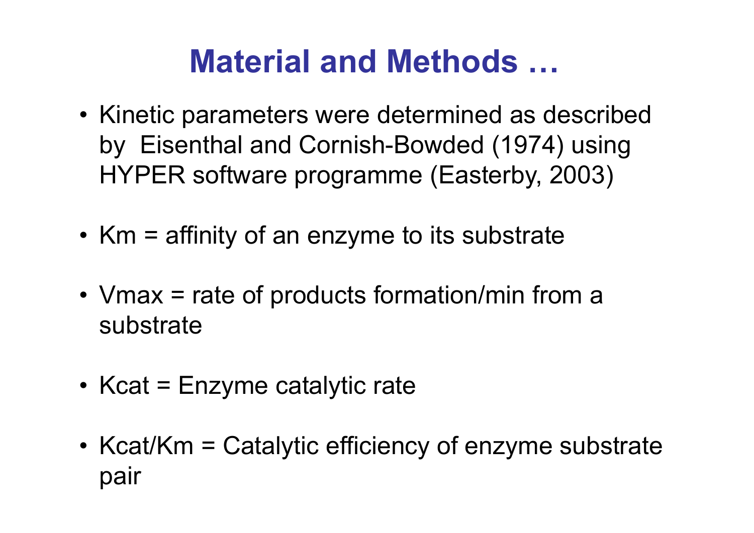# Material and Methods …

- Kinetic parameters were determined as described by  Eisenthal and Cornish-Bowded (1974) using HYPER software programme (Easterby, 2003)

- Km = affinity of an enzyme to its substrate

- Vmax = rate of products formation/min from a substrate

- Kcat = Enzyme catalytic rate

- Kcat/Km = Catalytic efficiency of enzyme substrate pair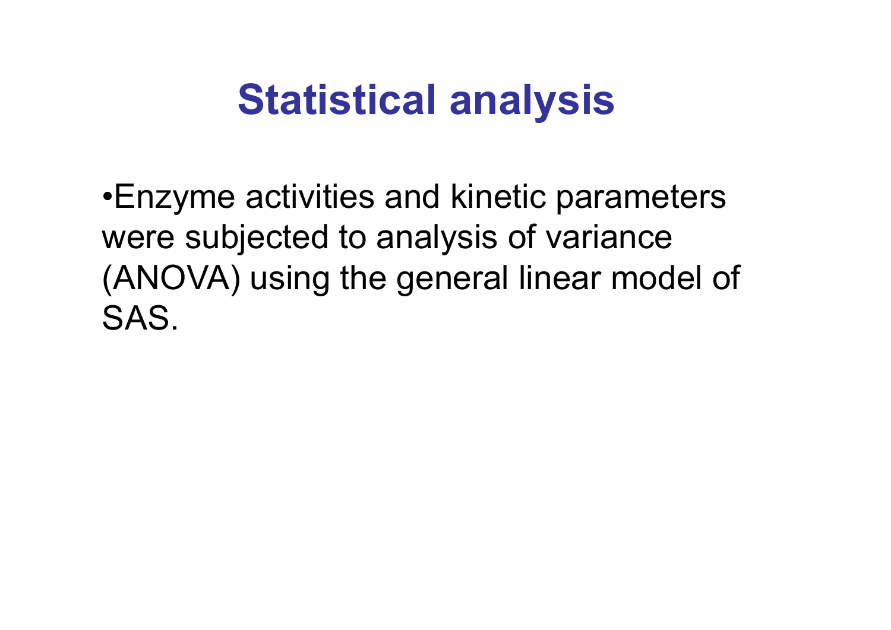# Statistical analysis

- Enzyme activities and kinetic parameters were subjected to analysis of variance (ANOVA) using the general linear model of SAS.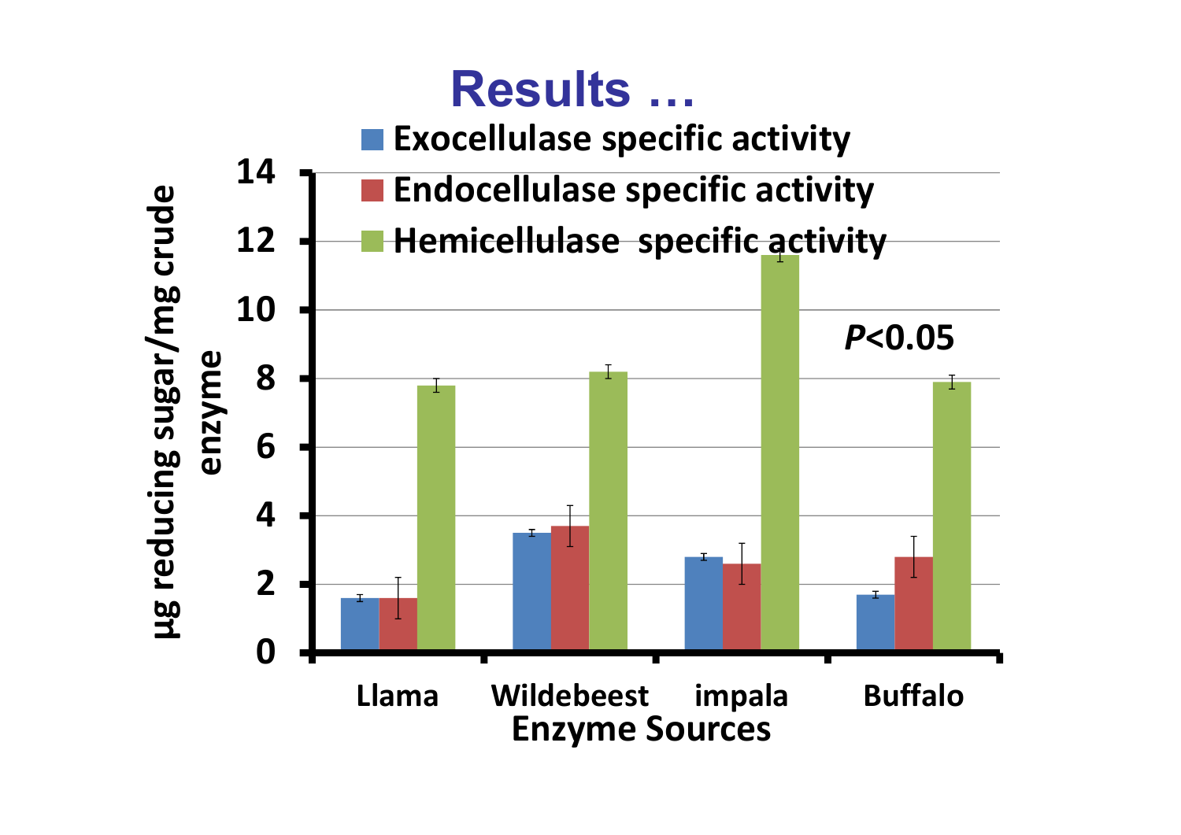# Results …

| Enzyme Sources | Exocellulase specific activity | Endocellulase specific activity | Hemicellulase specific activity |
|---|---|---|---|
| Llama | 1.6 | 1.6 | 7.8 |
| Wildebeest | 3.5 | 3.7 | 8.2 |
| impala | 2.8 | 2.6 | 11.6 |
| Buffalo | 1.7 | 2.8 | 7.9 |

Y-axis: µg reducing sugar/mg crude enzyme (0–14)

X-axis: Enzyme Sources

*P*<0.05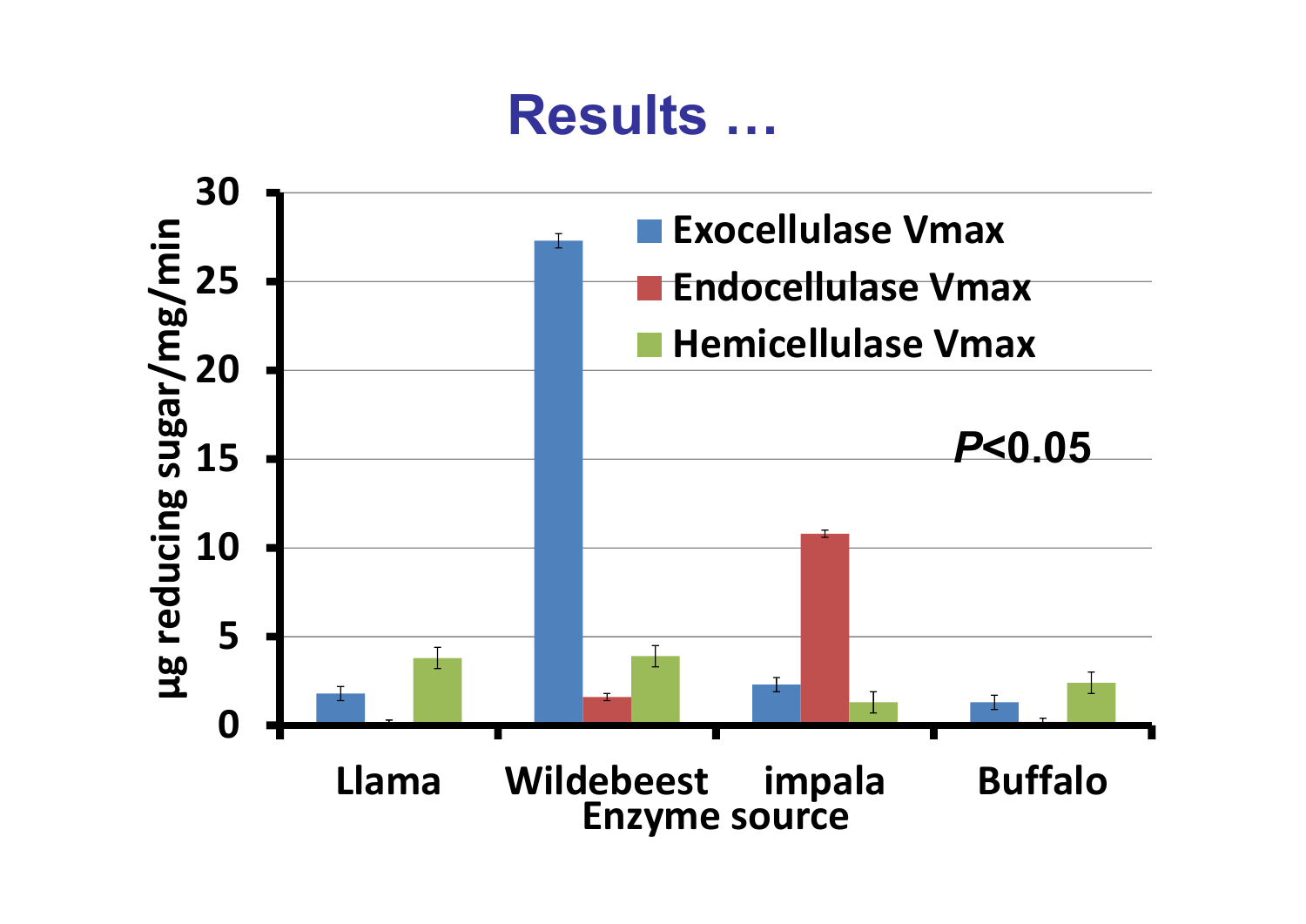# Results …

μg reducing sugar/mg/min

- Exocellulase Vmax
- Endocellulase Vmax
- Hemicellulase Vmax

*P*<0.05

Llama Wildebeest impala Buffalo

Enzyme source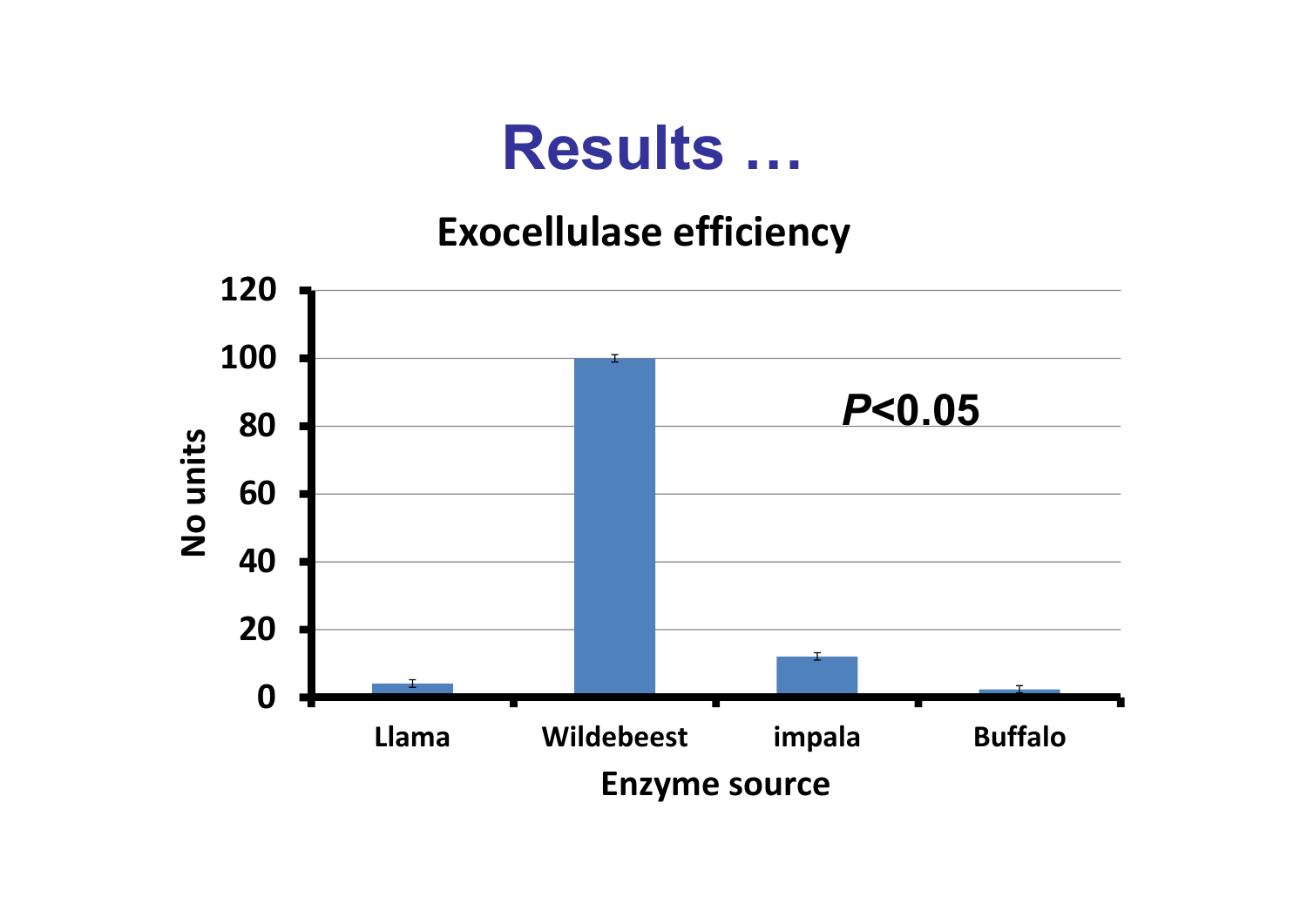# Results …

**Exocellulase efficiency**

| Enzyme source | No units |
|---|---|
| Llama | ~4 |
| Wildebeest | ~100 |
| impala | ~12 |
| Buffalo | ~2 |

***P*<0.05**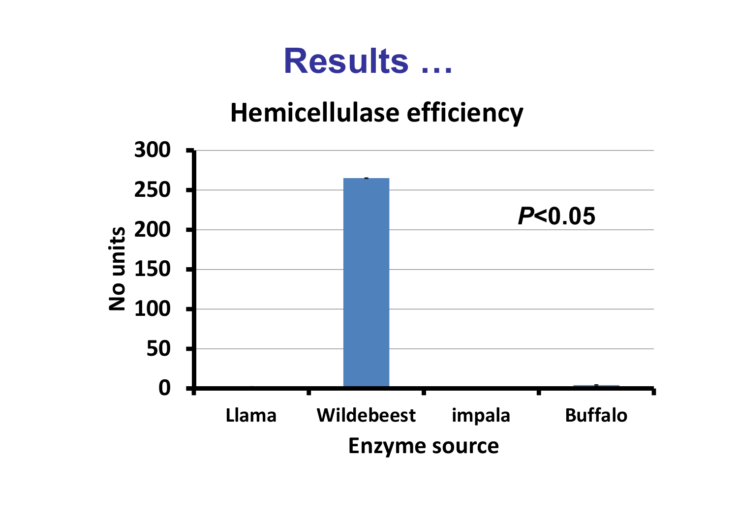# Results …

## Hemicellulase efficiency

| Enzyme source | No units |
|---|---|
| Llama | ~0 |
| Wildebeest | ~265 |
| impala | ~0 |
| Buffalo | ~3 |

*P*<0.05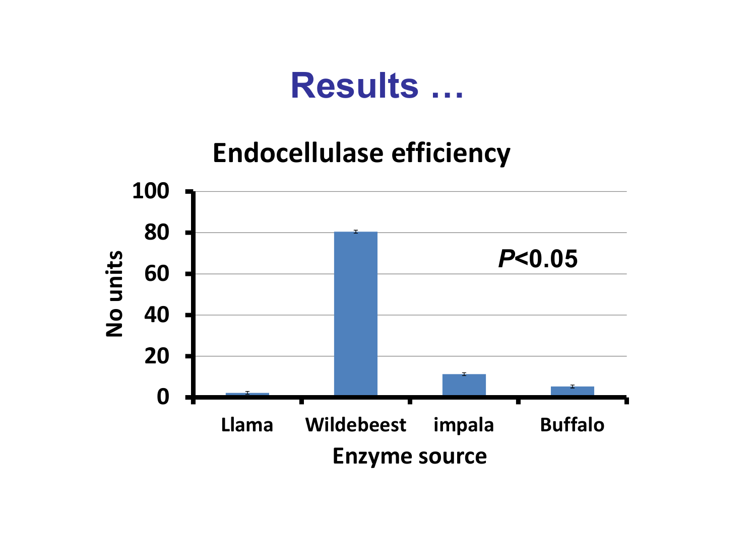# Results …

## Endocellulase efficiency

No units vs. Enzyme source

| Enzyme source | No units |
|---|---|
| Llama | ~2 |
| Wildebeest | ~80 |
| impala | ~11 |
| Buffalo | ~5 |

$P<0.05$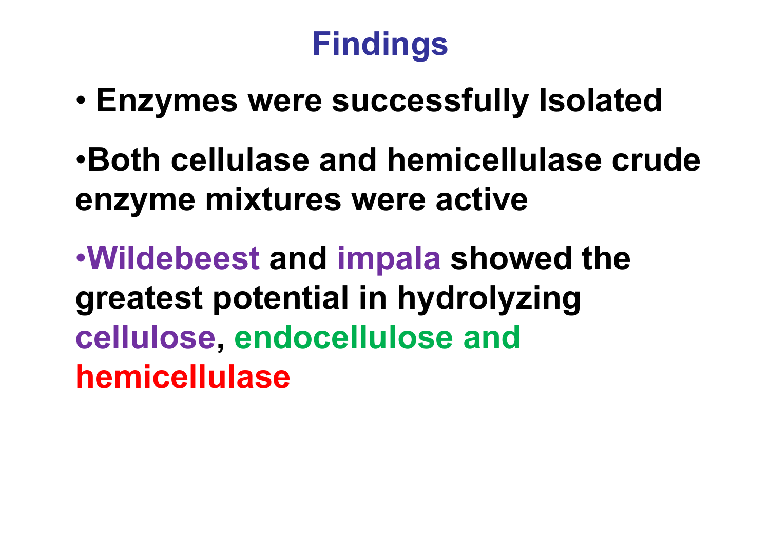# Findings

- Enzymes were successfully Isolated
- Both cellulase and hemicellulase crude enzyme mixtures were active
- Wildebeest and impala showed the greatest potential in hydrolyzing cellulose, endocellulose and hemicellulase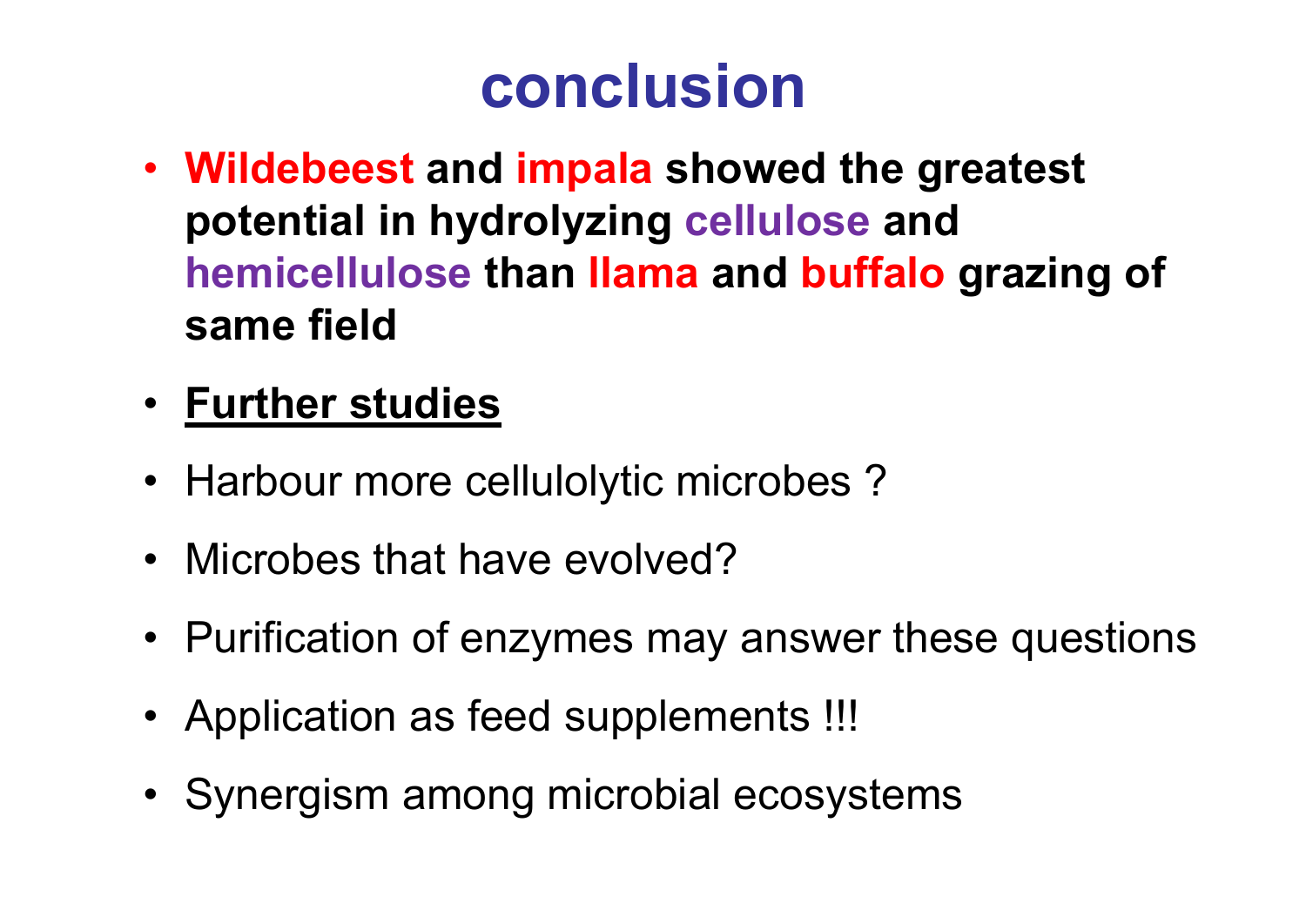# conclusion

- **Wildebeest and impala showed the greatest potential in hydrolyzing cellulose and hemicellulose than llama and buffalo grazing of same field**
- **<u>Further studies</u>**
- Harbour more cellulolytic microbes ?
- Microbes that have evolved?
- Purification of enzymes may answer these questions
- Application as feed supplements !!!
- Synergism among microbial ecosystems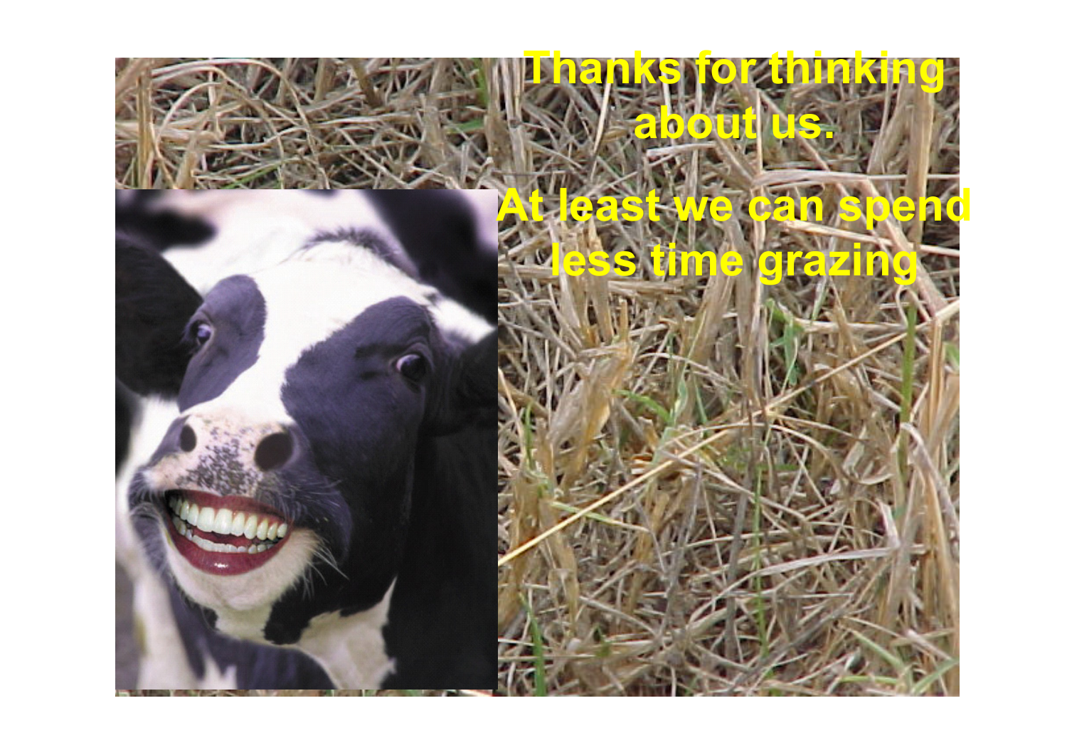Thanks for thinking about us.

At least we can spend less time grazing